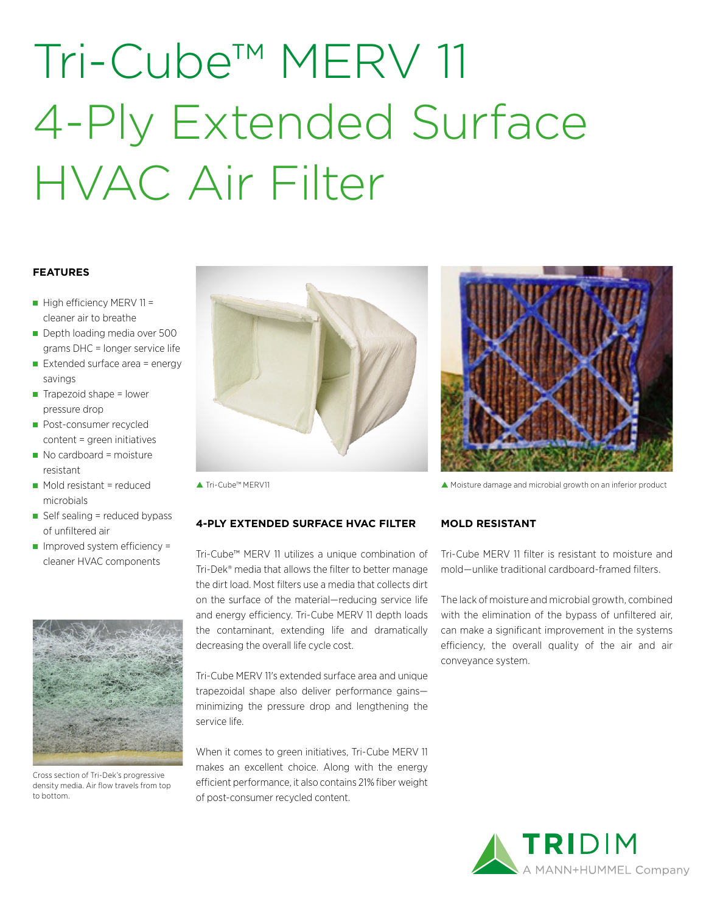# Tri-Cube™ MERV 11 4-Ply Extended Surface HVAC Air Filter

**FEATURES**

- High efficiency MERV 11 = cleaner air to breathe
- Depth loading media over 500 grams DHC = longer service life
- Extended surface area = energy savings
- Trapezoid shape = lower pressure drop
- Post-consumer recycled content = green initiatives
- No cardboard = moisture resistant
- Mold resistant = reduced microbials
- Self sealing = reduced bypass of unfiltered air
- Improved system efficiency = cleaner HVAC components

Cross section of Tri-Dek's progressive density media. Air flow travels from top to bottom.

▲ Tri-Cube™ MERV11

▲ Moisture damage and microbial growth on an inferior product

**4-PLY EXTENDED SURFACE HVAC FILTER**

Tri-Cube™ MERV 11 utilizes a unique combination of Tri-Dek® media that allows the filter to better manage the dirt load. Most filters use a media that collects dirt on the surface of the material—reducing service life and energy efficiency. Tri-Cube MERV 11 depth loads the contaminant, extending life and dramatically decreasing the overall life cycle cost.

Tri-Cube MERV 11's extended surface area and unique trapezoidal shape also deliver performance gains—minimizing the pressure drop and lengthening the service life.

When it comes to green initiatives, Tri-Cube MERV 11 makes an excellent choice. Along with the energy efficient performance, it also contains 21% fiber weight of post-consumer recycled content.

**MOLD RESISTANT**

Tri-Cube MERV 11 filter is resistant to moisture and mold—unlike traditional cardboard-framed filters.

The lack of moisture and microbial growth, combined with the elimination of the bypass of unfiltered air, can make a significant improvement in the systems efficiency, the overall quality of the air and air conveyance system.

TRIDIM
A MANN+HUMMEL Company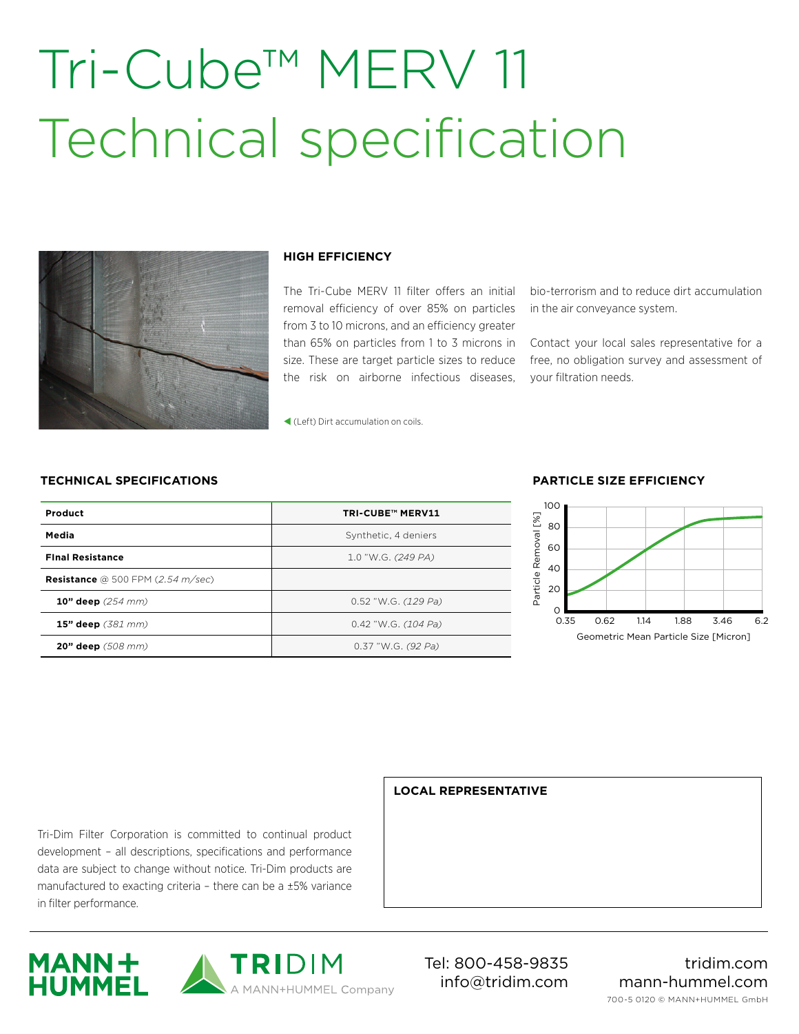# Tri-Cube™ MERV 11 Technical specification

### HIGH EFFICIENCY

The Tri-Cube MERV 11 filter offers an initial removal efficiency of over 85% on particles from 3 to 10 microns, and an efficiency greater than 65% on particles from 1 to 3 microns in size. These are target particle sizes to reduce the risk on airborne infectious diseases, bio-terrorism and to reduce dirt accumulation in the air conveyance system.

Contact your local sales representative for a free, no obligation survey and assessment of your filtration needs.

◀ (Left) Dirt accumulation on coils.

### TECHNICAL SPECIFICATIONS

| **Product** | **TRI-CUBE™ MERV11** |
|---|---|
| **Media** | Synthetic, 4 deniers |
| **Final Resistance** | 1.0 "W.G. *(249 PA)* |
| **Resistance** @ 500 FPM *(2.54 m/sec)* | |
| **10" deep** *(254 mm)* | 0.52 "W.G. *(129 Pa)* |
| **15" deep** *(381 mm)* | 0.42 "W.G. *(104 Pa)* |
| **20" deep** *(508 mm)* | 0.37 "W.G. *(92 Pa)* |

### PARTICLE SIZE EFFICIENCY

Particle Removal [%]

100
80
60
40
20
0

0.35 0.62 1.14 1.88 3.46 6.2

Geometric Mean Particle Size [Micron]

Tri-Dim Filter Corporation is committed to continual product development – all descriptions, specifications and performance data are subject to change without notice. Tri-Dim products are manufactured to exacting criteria – there can be a ±5% variance in filter performance.

### LOCAL REPRESENTATIVE

MANN+HUMMEL

TRIDIM
A MANN+HUMMEL Company

Tel: 800-458-9835
info@tridim.com

tridim.com
mann-hummel.com

700-5 0120 © MANN+HUMMEL GmbH